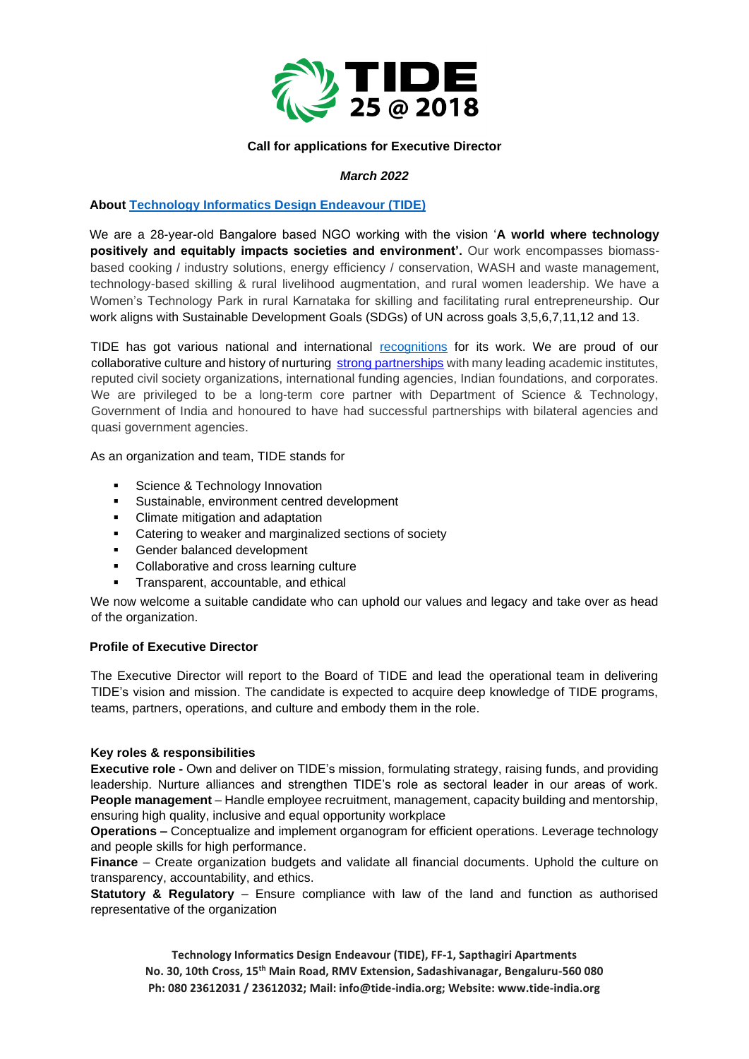TIDE 25 @ 2018

**Call for applications for Executive Director**

***March 2022***

**About Technology Informatics Design Endeavour (TIDE)**

We are a 28-year-old Bangalore based NGO working with the vision '**A world where technology positively and equitably impacts societies and environment'.** Our work encompasses biomass-based cooking / industry solutions, energy efficiency / conservation, WASH and waste management, technology-based skilling & rural livelihood augmentation, and rural women leadership. We have a Women's Technology Park in rural Karnataka for skilling and facilitating rural entrepreneurship. Our work aligns with Sustainable Development Goals (SDGs) of UN across goals 3,5,6,7,11,12 and 13.

TIDE has got various national and international recognitions for its work. We are proud of our collaborative culture and history of nurturing strong partnerships with many leading academic institutes, reputed civil society organizations, international funding agencies, Indian foundations, and corporates. We are privileged to be a long-term core partner with Department of Science & Technology, Government of India and honoured to have had successful partnerships with bilateral agencies and quasi government agencies.

As an organization and team, TIDE stands for

- Science & Technology Innovation
- Sustainable, environment centred development
- Climate mitigation and adaptation
- Catering to weaker and marginalized sections of society
- Gender balanced development
- Collaborative and cross learning culture
- Transparent, accountable, and ethical

We now welcome a suitable candidate who can uphold our values and legacy and take over as head of the organization.

**Profile of Executive Director**

The Executive Director will report to the Board of TIDE and lead the operational team in delivering TIDE's vision and mission. The candidate is expected to acquire deep knowledge of TIDE programs, teams, partners, operations, and culture and embody them in the role.

**Key roles & responsibilities**

**Executive role -** Own and deliver on TIDE's mission, formulating strategy, raising funds, and providing leadership. Nurture alliances and strengthen TIDE's role as sectoral leader in our areas of work.
**People management** – Handle employee recruitment, management, capacity building and mentorship, ensuring high quality, inclusive and equal opportunity workplace
**Operations –** Conceptualize and implement organogram for efficient operations. Leverage technology and people skills for high performance.
**Finance** – Create organization budgets and validate all financial documents. Uphold the culture on transparency, accountability, and ethics.
**Statutory & Regulatory** – Ensure compliance with law of the land and function as authorised representative of the organization

**Technology Informatics Design Endeavour (TIDE), FF-1, Sapthagiri Apartments**
**No. 30, 10th Cross, 15th Main Road, RMV Extension, Sadashivanagar, Bengaluru-560 080**
**Ph: 080 23612031 / 23612032; Mail: info@tide-india.org; Website: www.tide-india.org**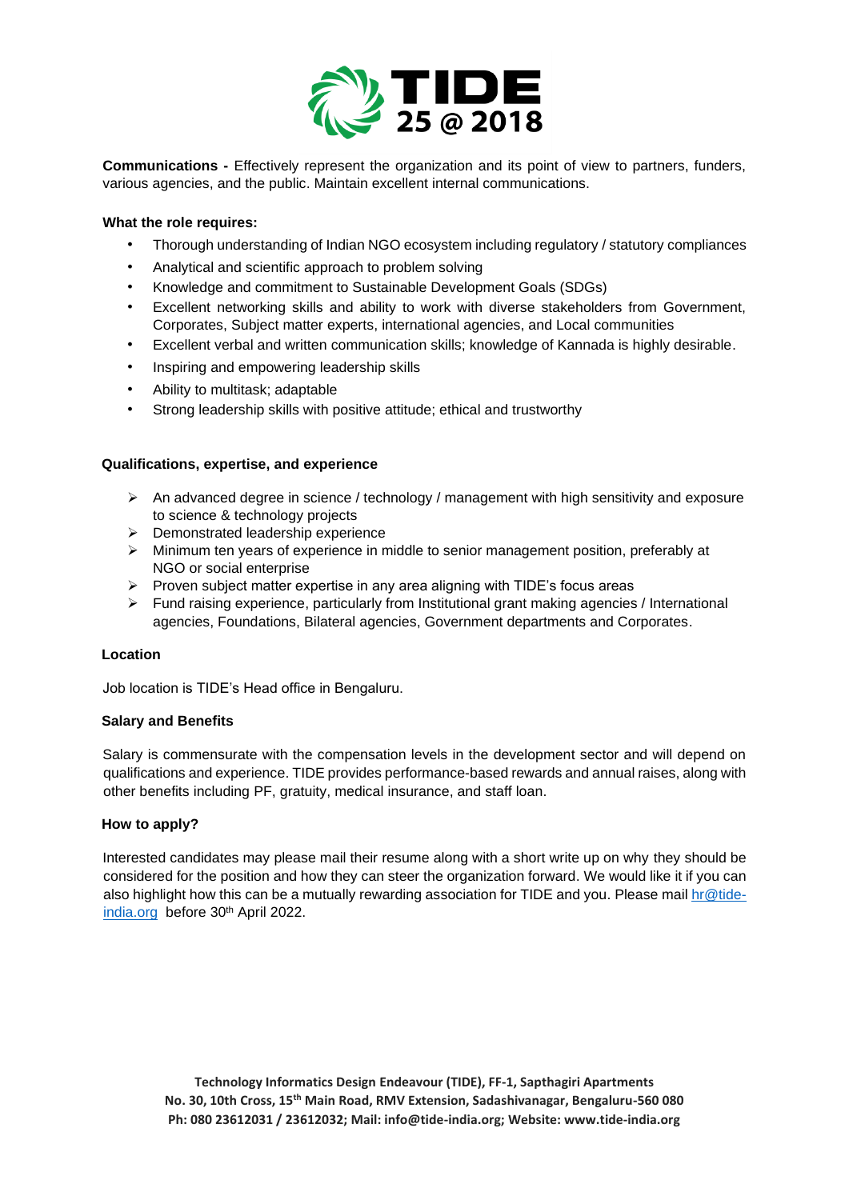**Communications -** Effectively represent the organization and its point of view to partners, funders, various agencies, and the public. Maintain excellent internal communications.

**What the role requires:**

- Thorough understanding of Indian NGO ecosystem including regulatory / statutory compliances
- Analytical and scientific approach to problem solving
- Knowledge and commitment to Sustainable Development Goals (SDGs)
- Excellent networking skills and ability to work with diverse stakeholders from Government, Corporates, Subject matter experts, international agencies, and Local communities
- Excellent verbal and written communication skills; knowledge of Kannada is highly desirable.
- Inspiring and empowering leadership skills
- Ability to multitask; adaptable
- Strong leadership skills with positive attitude; ethical and trustworthy

**Qualifications, expertise, and experience**

- An advanced degree in science / technology / management with high sensitivity and exposure to science & technology projects
- Demonstrated leadership experience
- Minimum ten years of experience in middle to senior management position, preferably at NGO or social enterprise
- Proven subject matter expertise in any area aligning with TIDE's focus areas
- Fund raising experience, particularly from Institutional grant making agencies / International agencies, Foundations, Bilateral agencies, Government departments and Corporates.

**Location**

Job location is TIDE's Head office in Bengaluru.

**Salary and Benefits**

Salary is commensurate with the compensation levels in the development sector and will depend on qualifications and experience. TIDE provides performance-based rewards and annual raises, along with other benefits including PF, gratuity, medical insurance, and staff loan.

**How to apply?**

Interested candidates may please mail their resume along with a short write up on why they should be considered for the position and how they can steer the organization forward. We would like it if you can also highlight how this can be a mutually rewarding association for TIDE and you. Please mail hr@tide-india.org before 30th April 2022.